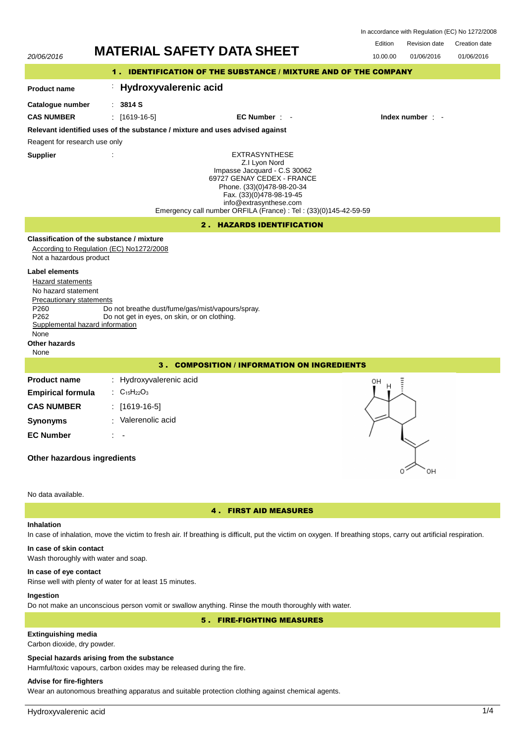In accordance with Regulation (EC) No 1272/2008

20/06/2016

# MATERIAL SAFETY DATA SHEET

| Edition | Revision date | Creation date |
|---|---|---|
| 10.00.00 | 01/06/2016 | 01/06/2016 |

## 1 . IDENTIFICATION OF THE SUBSTANCE / MIXTURE AND OF THE COMPANY

**Product name** : **Hydroxyvalerenic acid**

**Catalogue number** : **3814 S**

**CAS NUMBER** : [1619-16-5] **EC Number** : - **Index number** : -

**Relevant identified uses of the substance / mixture and uses advised against**

Reagent for research use only

**Supplier** :

EXTRASYNTHESE
Z.I Lyon Nord
Impasse Jacquard - C.S 30062
69727 GENAY CEDEX - FRANCE
Phone. (33)(0)478-98-20-34
Fax. (33)(0)478-98-19-45
info@extrasynthese.com
Emergency call number ORFILA (France) : Tel : (33)(0)145-42-59-59

## 2 . HAZARDS IDENTIFICATION

**Classification of the substance / mixture**

According to Regulation (EC) No1272/2008

Not a hazardous product

**Label elements**

Hazard statements

No hazard statement

Precautionary statements

P260 Do not breathe dust/fume/gas/mist/vapours/spray.
P262 Do not get in eyes, on skin, or on clothing.

Supplemental hazard information

None

**Other hazards**

None

## 3 . COMPOSITION / INFORMATION ON INGREDIENTS

**Product name** : Hydroxyvalerenic acid

**Empirical formula** : $C_{15}H_{22}O_3$

**CAS NUMBER** : [1619-16-5]

**Synonyms** : Valerenolic acid

**EC Number** : -

**Other hazardous ingredients**

No data available.

## 4 . FIRST AID MEASURES

**Inhalation**

In case of inhalation, move the victim to fresh air. If breathing is difficult, put the victim on oxygen. If breathing stops, carry out artificial respiration.

**In case of skin contact**

Wash thoroughly with water and soap.

**In case of eye contact**

Rinse well with plenty of water for at least 15 minutes.

**Ingestion**

Do not make an unconscious person vomit or swallow anything. Rinse the mouth thoroughly with water.

## 5 . FIRE-FIGHTING MEASURES

**Extinguishing media**

Carbon dioxide, dry powder.

**Special hazards arising from the substance**

Harmful/toxic vapours, carbon oxides may be released during the fire.

**Advise for fire-fighters**

Wear an autonomous breathing apparatus and suitable protection clothing against chemical agents.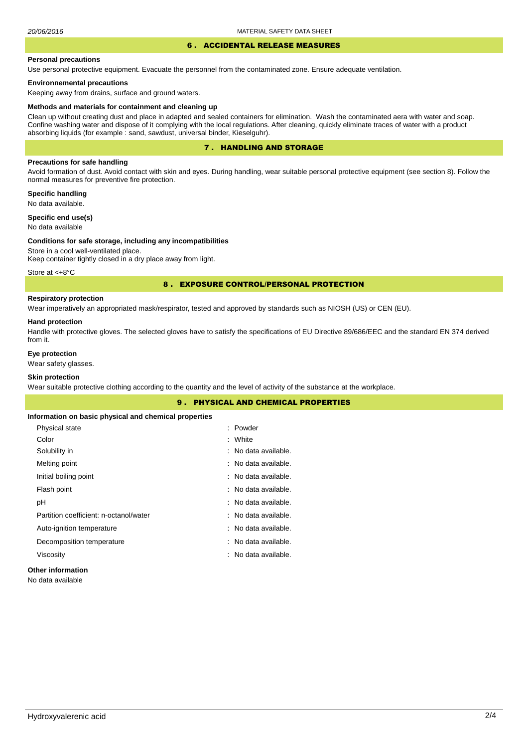## 6 . ACCIDENTAL RELEASE MEASURES

**Personal precautions**

Use personal protective equipment. Evacuate the personnel from the contaminated zone. Ensure adequate ventilation.

**Environnemental precautions**

Keeping away from drains, surface and ground waters.

**Methods and materials for containment and cleaning up**

Clean up without creating dust and place in adapted and sealed containers for elimination. Wash the contaminated aera with water and soap. Confine washing water and dispose of it complying with the local regulations. After cleaning, quickly eliminate traces of water with a product absorbing liquids (for example : sand, sawdust, universal binder, Kieselguhr).

## 7 . HANDLING AND STORAGE

**Precautions for safe handling**

Avoid formation of dust. Avoid contact with skin and eyes. During handling, wear suitable personal protective equipment (see section 8). Follow the normal measures for preventive fire protection.

**Specific handling**

No data available.

**Specific end use(s)**

No data available

**Conditions for safe storage, including any incompatibilities**

Store in a cool well-ventilated place.
Keep container tightly closed in a dry place away from light.

Store at <+8°C

## 8 . EXPOSURE CONTROL/PERSONAL PROTECTION

**Respiratory protection**

Wear imperatively an appropriated mask/respirator, tested and approved by standards such as NIOSH (US) or CEN (EU).

**Hand protection**

Handle with protective gloves. The selected gloves have to satisfy the specifications of EU Directive 89/686/EEC and the standard EN 374 derived from it.

**Eye protection**

Wear safety glasses.

**Skin protection**

Wear suitable protective clothing according to the quantity and the level of activity of the substance at the workplace.

## 9 . PHYSICAL AND CHEMICAL PROPERTIES

**Information on basic physical and chemical properties**

| | |
|---|---|
| Physical state | : Powder |
| Color | : White |
| Solubility in | : No data available. |
| Melting point | : No data available. |
| Initial boiling point | : No data available. |
| Flash point | : No data available. |
| pH | : No data available. |
| Partition coefficient: n-octanol/water | : No data available. |
| Auto-ignition temperature | : No data available. |
| Decomposition temperature | : No data available. |
| Viscosity | : No data available. |

**Other information**

No data available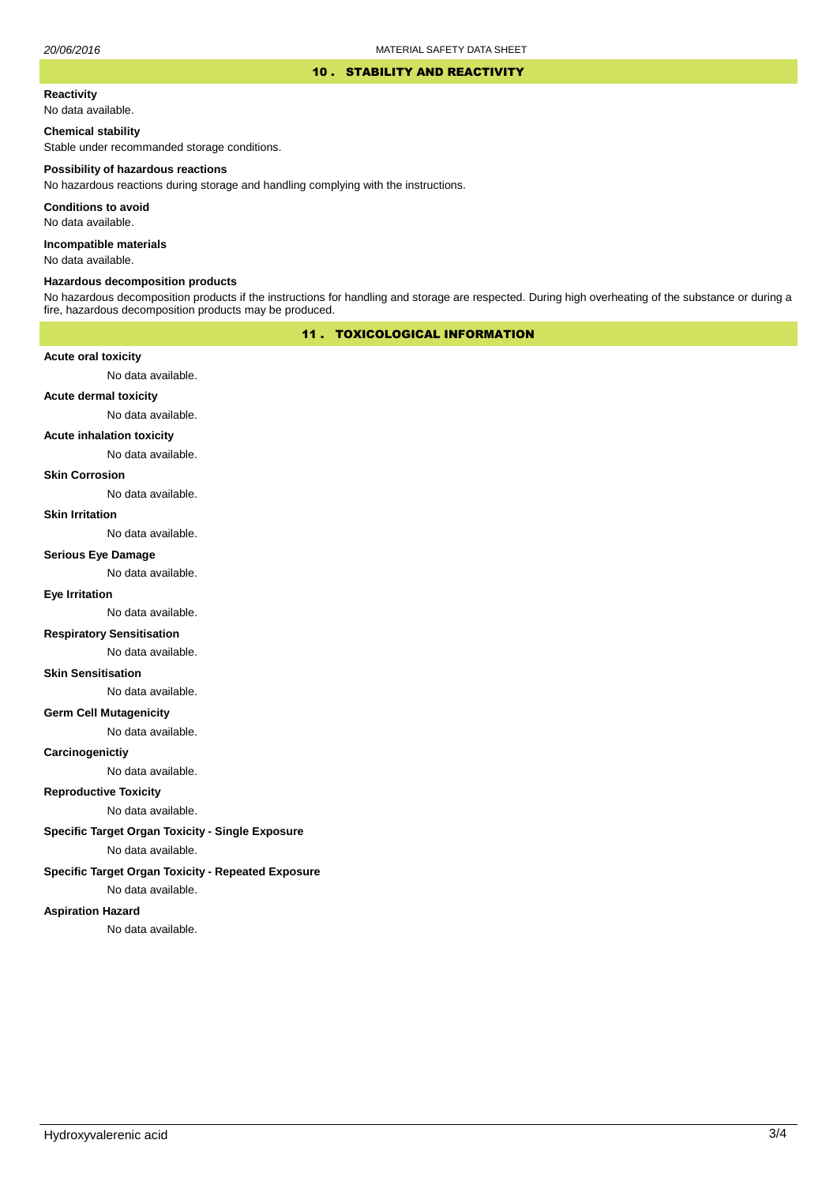## 10 . STABILITY AND REACTIVITY

**Reactivity**

No data available.

**Chemical stability**

Stable under recommanded storage conditions.

**Possibility of hazardous reactions**

No hazardous reactions during storage and handling complying with the instructions.

**Conditions to avoid**

No data available.

**Incompatible materials**

No data available.

**Hazardous decomposition products**

No hazardous decomposition products if the instructions for handling and storage are respected. During high overheating of the substance or during a fire, hazardous decomposition products may be produced.

## 11 . TOXICOLOGICAL INFORMATION

**Acute oral toxicity**

No data available.

**Acute dermal toxicity**

No data available.

**Acute inhalation toxicity**

No data available.

**Skin Corrosion**

No data available.

**Skin Irritation**

No data available.

**Serious Eye Damage**

No data available.

**Eye Irritation**

No data available.

**Respiratory Sensitisation**

No data available.

**Skin Sensitisation**

No data available.

**Germ Cell Mutagenicity**

No data available.

**Carcinogenictiy**

No data available.

**Reproductive Toxicity**

No data available.

**Specific Target Organ Toxicity - Single Exposure**

No data available.

**Specific Target Organ Toxicity - Repeated Exposure**

No data available.

**Aspiration Hazard**

No data available.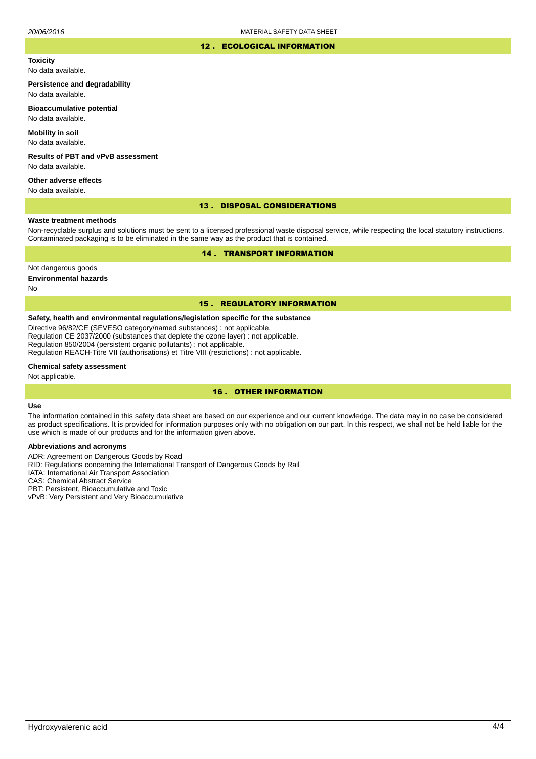## 12 . ECOLOGICAL INFORMATION

**Toxicity**

No data available.

**Persistence and degradability**

No data available.

**Bioaccumulative potential**

No data available.

**Mobility in soil**

No data available.

**Results of PBT and vPvB assessment**

No data available.

**Other adverse effects**

No data available.

## 13 . DISPOSAL CONSIDERATIONS

**Waste treatment methods**

Non-recyclable surplus and solutions must be sent to a licensed professional waste disposal service, while respecting the local statutory instructions. Contaminated packaging is to be eliminated in the same way as the product that is contained.

## 14 . TRANSPORT INFORMATION

Not dangerous goods

**Environmental hazards**

No

## 15 . REGULATORY INFORMATION

**Safety, health and environmental regulations/legislation specific for the substance**

Directive 96/82/CE (SEVESO category/named substances) : not applicable.
Regulation CE 2037/2000 (substances that deplete the ozone layer) : not applicable.
Regulation 850/2004 (persistent organic pollutants) : not applicable.
Regulation REACH-Titre VII (authorisations) et Titre VIII (restrictions) : not applicable.

**Chemical safety assessment**

Not applicable.

## 16 . OTHER INFORMATION

**Use**

The information contained in this safety data sheet are based on our experience and our current knowledge. The data may in no case be considered as product specifications. It is provided for information purposes only with no obligation on our part. In this respect, we shall not be held liable for the use which is made of our products and for the information given above.

**Abbreviations and acronyms**

ADR: Agreement on Dangerous Goods by Road
RID: Regulations concerning the International Transport of Dangerous Goods by Rail
IATA: International Air Transport Association
CAS: Chemical Abstract Service
PBT: Persistent, Bioaccumulative and Toxic
vPvB: Very Persistent and Very Bioaccumulative